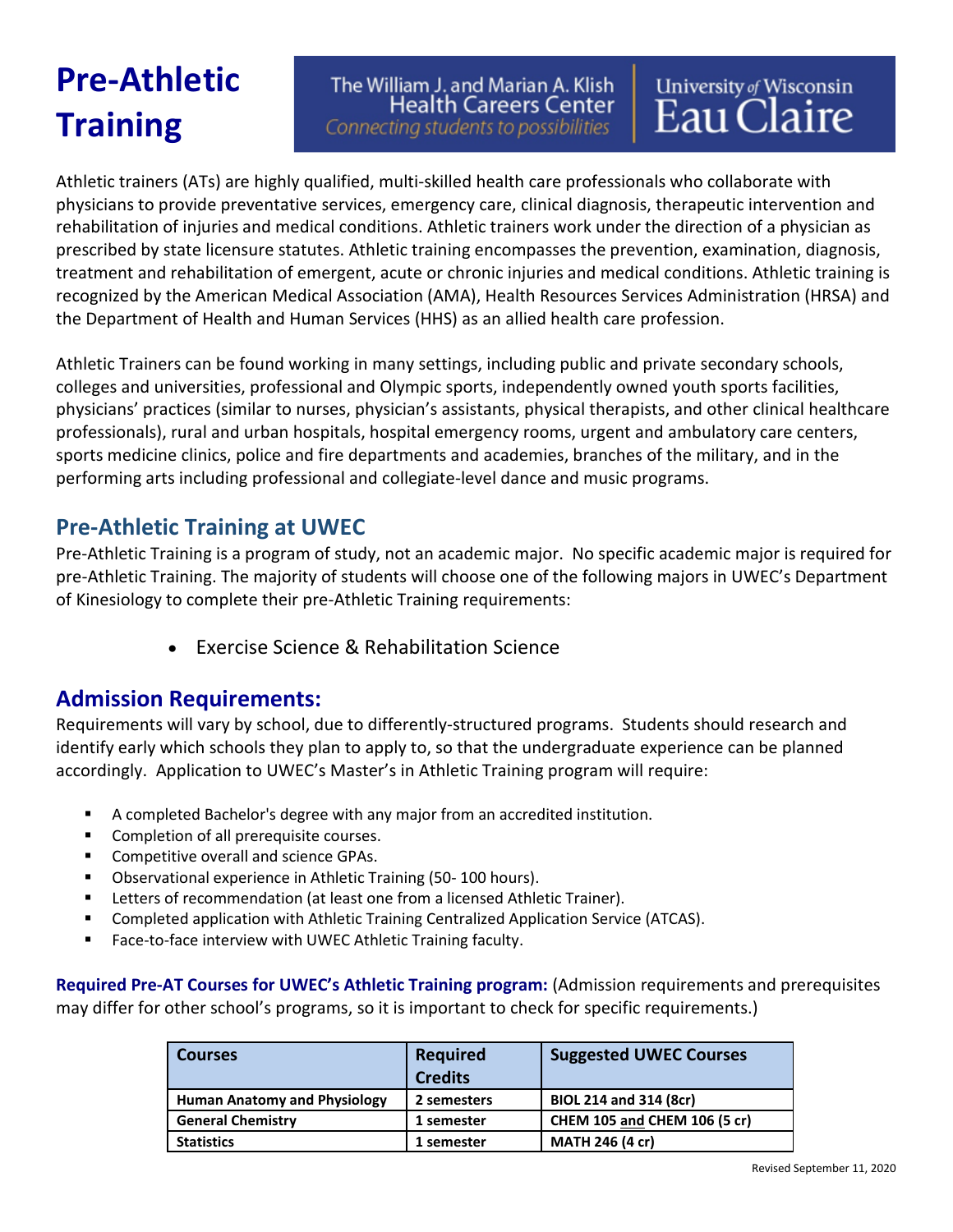# Pre-Athletic Training

The William J. and Marian A. Klish Health Careers Center
*Connecting students to possibilities*
University of Wisconsin Eau Claire

Athletic trainers (ATs) are highly qualified, multi-skilled health care professionals who collaborate with physicians to provide preventative services, emergency care, clinical diagnosis, therapeutic intervention and rehabilitation of injuries and medical conditions. Athletic trainers work under the direction of a physician as prescribed by state licensure statutes. Athletic training encompasses the prevention, examination, diagnosis, treatment and rehabilitation of emergent, acute or chronic injuries and medical conditions. Athletic training is recognized by the American Medical Association (AMA), Health Resources Services Administration (HRSA) and the Department of Health and Human Services (HHS) as an allied health care profession.

Athletic Trainers can be found working in many settings, including public and private secondary schools, colleges and universities, professional and Olympic sports, independently owned youth sports facilities, physicians' practices (similar to nurses, physician's assistants, physical therapists, and other clinical healthcare professionals), rural and urban hospitals, hospital emergency rooms, urgent and ambulatory care centers, sports medicine clinics, police and fire departments and academies, branches of the military, and in the performing arts including professional and collegiate-level dance and music programs.

## Pre-Athletic Training at UWEC

Pre-Athletic Training is a program of study, not an academic major. No specific academic major is required for pre-Athletic Training. The majority of students will choose one of the following majors in UWEC's Department of Kinesiology to complete their pre-Athletic Training requirements:

- Exercise Science & Rehabilitation Science

## Admission Requirements:

Requirements will vary by school, due to differently-structured programs. Students should research and identify early which schools they plan to apply to, so that the undergraduate experience can be planned accordingly. Application to UWEC's Master's in Athletic Training program will require:

- A completed Bachelor's degree with any major from an accredited institution.
- Completion of all prerequisite courses.
- Competitive overall and science GPAs.
- Observational experience in Athletic Training (50- 100 hours).
- Letters of recommendation (at least one from a licensed Athletic Trainer).
- Completed application with Athletic Training Centralized Application Service (ATCAS).
- Face-to-face interview with UWEC Athletic Training faculty.

**Required Pre-AT Courses for UWEC's Athletic Training program:** (Admission requirements and prerequisites may differ for other school's programs, so it is important to check for specific requirements.)

| Courses | Required Credits | Suggested UWEC Courses |
| --- | --- | --- |
| **Human Anatomy and Physiology** | **2 semesters** | **BIOL 214 and 314 (8cr)** |
| **General Chemistry** | **1 semester** | **CHEM 105 and CHEM 106 (5 cr)** |
| **Statistics** | **1 semester** | **MATH 246 (4 cr)** |

Revised September 11, 2020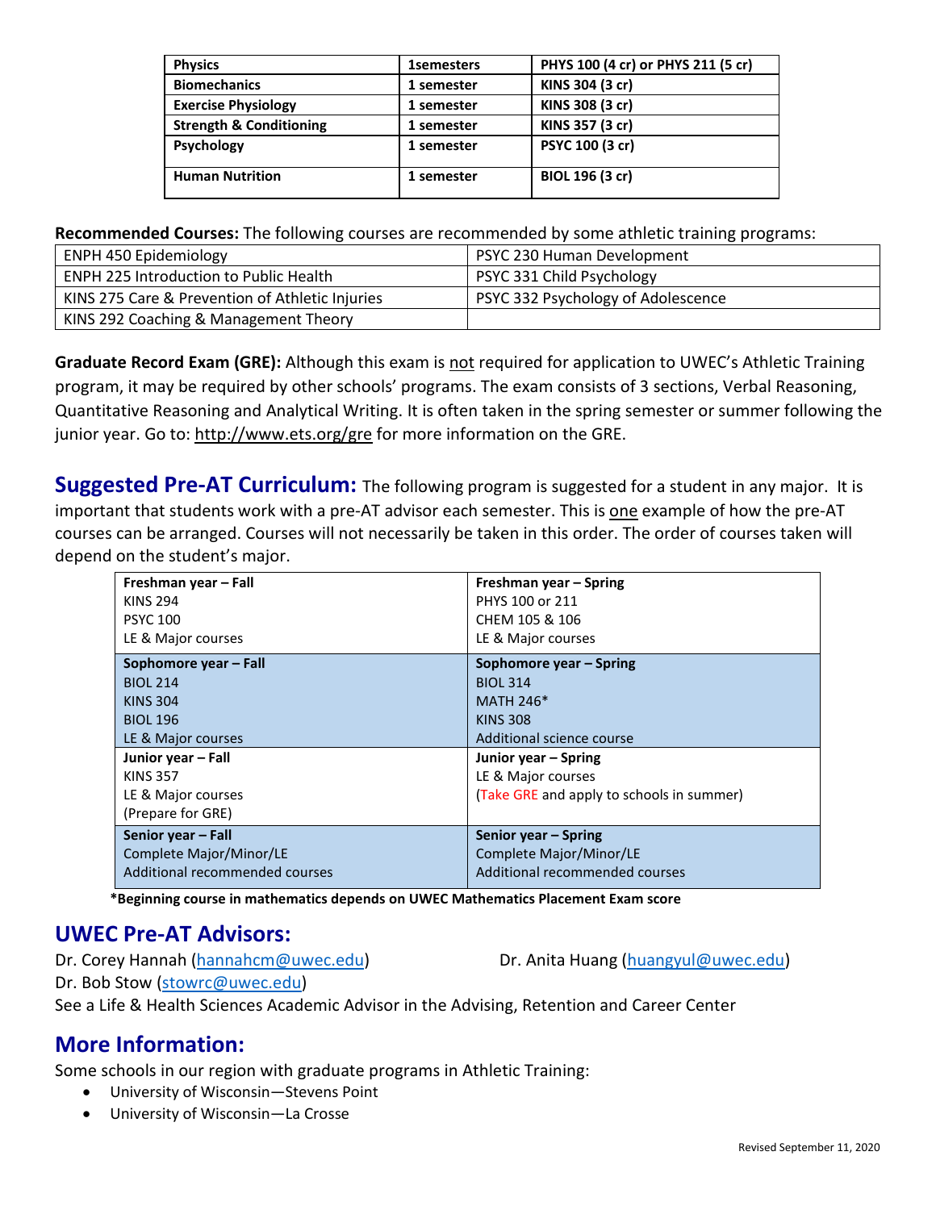| Physics | 1semesters | PHYS 100 (4 cr) or PHYS 211 (5 cr) |
|---|---|---|
| Biomechanics | 1 semester | KINS 304 (3 cr) |
| Exercise Physiology | 1 semester | KINS 308 (3 cr) |
| Strength & Conditioning | 1 semester | KINS 357 (3 cr) |
| Psychology | 1 semester | PSYC 100 (3 cr) |
| Human Nutrition | 1 semester | BIOL 196 (3 cr) |

**Recommended Courses:** The following courses are recommended by some athletic training programs:

| | |
|---|---|
| ENPH 450 Epidemiology | PSYC 230 Human Development |
| ENPH 225 Introduction to Public Health | PSYC 331 Child Psychology |
| KINS 275 Care & Prevention of Athletic Injuries | PSYC 332 Psychology of Adolescence |
| KINS 292 Coaching & Management Theory | |

**Graduate Record Exam (GRE):** Although this exam is not required for application to UWEC's Athletic Training program, it may be required by other schools' programs. The exam consists of 3 sections, Verbal Reasoning, Quantitative Reasoning and Analytical Writing. It is often taken in the spring semester or summer following the junior year. Go to: http://www.ets.org/gre for more information on the GRE.

## Suggested Pre-AT Curriculum:

The following program is suggested for a student in any major. It is important that students work with a pre-AT advisor each semester. This is one example of how the pre-AT courses can be arranged. Courses will not necessarily be taken in this order. The order of courses taken will depend on the student's major.

| | |
|---|---|
| **Freshman year – Fall**<br>KINS 294<br>PSYC 100<br>LE & Major courses | **Freshman year – Spring**<br>PHYS 100 or 211<br>CHEM 105 & 106<br>LE & Major courses |
| **Sophomore year – Fall**<br>BIOL 214<br>KINS 304<br>BIOL 196<br>LE & Major courses | **Sophomore year – Spring**<br>BIOL 314<br>MATH 246*<br>KINS 308<br>Additional science course |
| **Junior year – Fall**<br>KINS 357<br>LE & Major courses<br>(Prepare for GRE) | **Junior year – Spring**<br>LE & Major courses<br>(Take GRE and apply to schools in summer) |
| **Senior year – Fall**<br>Complete Major/Minor/LE<br>Additional recommended courses | **Senior year – Spring**<br>Complete Major/Minor/LE<br>Additional recommended courses |

**\*Beginning course in mathematics depends on UWEC Mathematics Placement Exam score**

## UWEC Pre-AT Advisors:

Dr. Corey Hannah (hannahcm@uwec.edu)

Dr. Anita Huang (huangyul@uwec.edu)

Dr. Bob Stow (stowrc@uwec.edu)

See a Life & Health Sciences Academic Advisor in the Advising, Retention and Career Center

## More Information:

Some schools in our region with graduate programs in Athletic Training:

- University of Wisconsin—Stevens Point
- University of Wisconsin—La Crosse

Revised September 11, 2020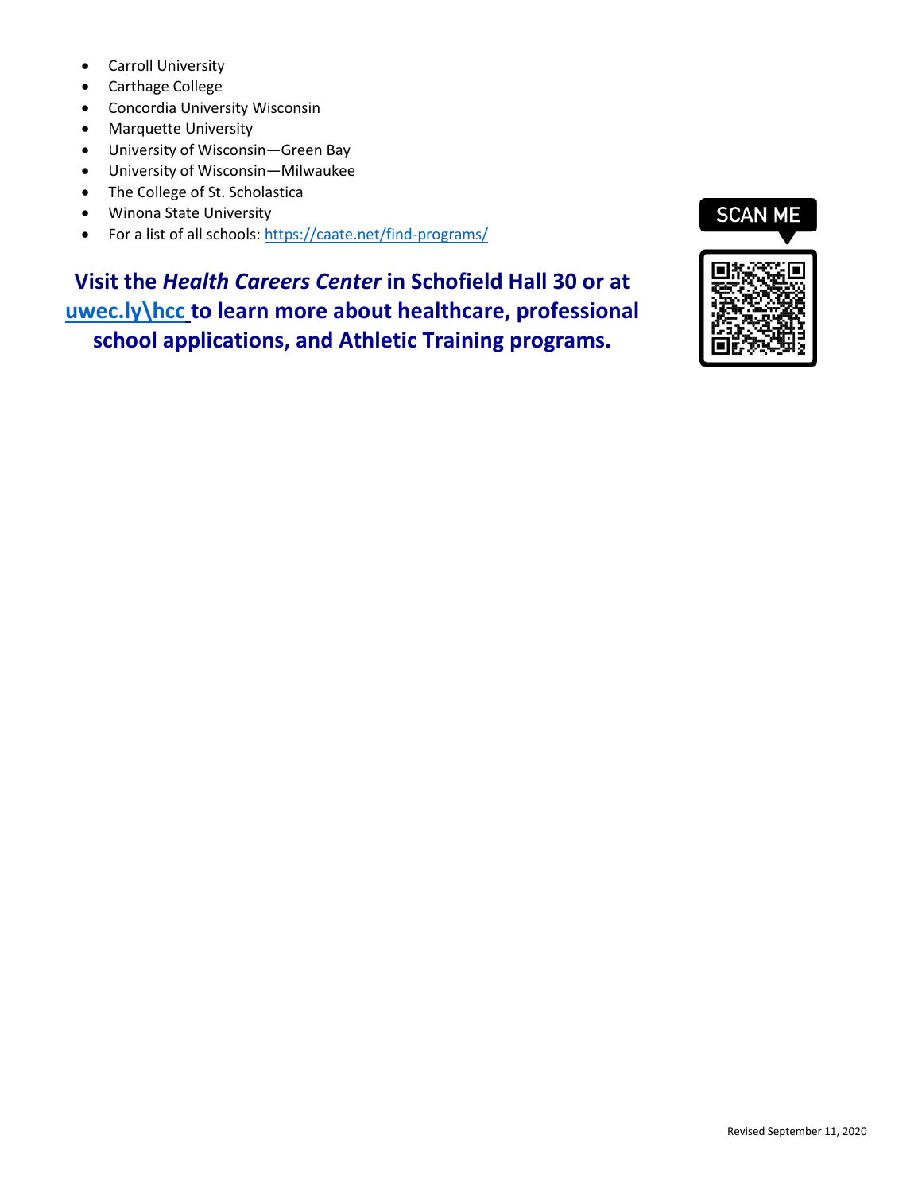- Carroll University
- Carthage College
- Concordia University Wisconsin
- Marquette University
- University of Wisconsin—Green Bay
- University of Wisconsin—Milwaukee
- The College of St. Scholastica
- Winona State University
- For a list of all schools: https://caate.net/find-programs/

SCAN ME

**Visit the *Health Careers Center* in Schofield Hall 30 or at uwec.ly\hcc to learn more about healthcare, professional school applications, and Athletic Training programs.**

Revised September 11, 2020